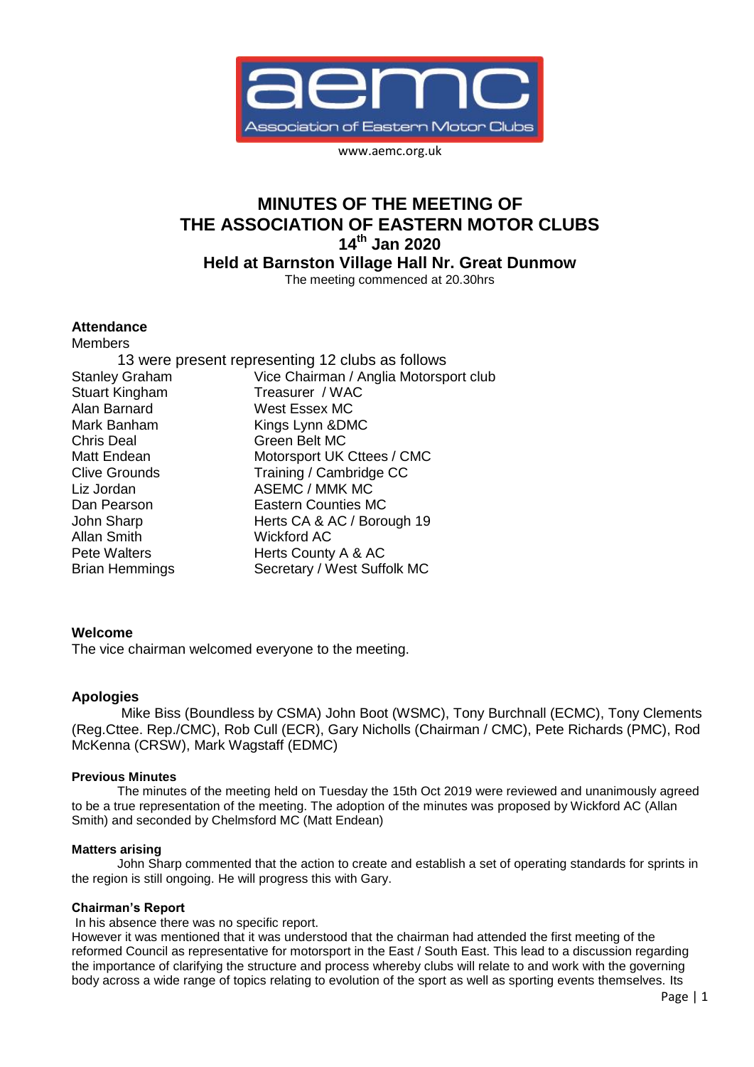aemc

Association of Eastern Motor Clubs

www.aemc.org.uk

# MINUTES OF THE MEETING OF THE ASSOCIATION OF EASTERN MOTOR CLUBS

## 14th Jan 2020

## Held at Barnston Village Hall Nr. Great Dunmow

The meeting commenced at 20.30hrs

### Attendance

Members

13 were present representing 12 clubs as follows

| | |
|---|---|
| Stanley Graham | Vice Chairman / Anglia Motorsport club |
| Stuart Kingham | Treasurer / WAC |
| Alan Barnard | West Essex MC |
| Mark Banham | Kings Lynn &DMC |
| Chris Deal | Green Belt MC |
| Matt Endean | Motorsport UK Cttees / CMC |
| Clive Grounds | Training / Cambridge CC |
| Liz Jordan | ASEMC / MMK MC |
| Dan Pearson | Eastern Counties MC |
| John Sharp | Herts CA & AC / Borough 19 |
| Allan Smith | Wickford AC |
| Pete Walters | Herts County A & AC |
| Brian Hemmings | Secretary / West Suffolk MC |

### Welcome

The vice chairman welcomed everyone to the meeting.

### Apologies

Mike Biss (Boundless by CSMA) John Boot (WSMC), Tony Burchnall (ECMC), Tony Clements (Reg.Cttee. Rep./CMC), Rob Cull (ECR), Gary Nicholls (Chairman / CMC), Pete Richards (PMC), Rod McKenna (CRSW), Mark Wagstaff (EDMC)

#### Previous Minutes

The minutes of the meeting held on Tuesday the 15th Oct 2019 were reviewed and unanimously agreed to be a true representation of the meeting. The adoption of the minutes was proposed by Wickford AC (Allan Smith) and seconded by Chelmsford MC (Matt Endean)

#### Matters arising

John Sharp commented that the action to create and establish a set of operating standards for sprints in the region is still ongoing. He will progress this with Gary.

#### Chairman's Report

In his absence there was no specific report.

However it was mentioned that it was understood that the chairman had attended the first meeting of the reformed Council as representative for motorsport in the East / South East. This lead to a discussion regarding the importance of clarifying the structure and process whereby clubs will relate to and work with the governing body across a wide range of topics relating to evolution of the sport as well as sporting events themselves. Its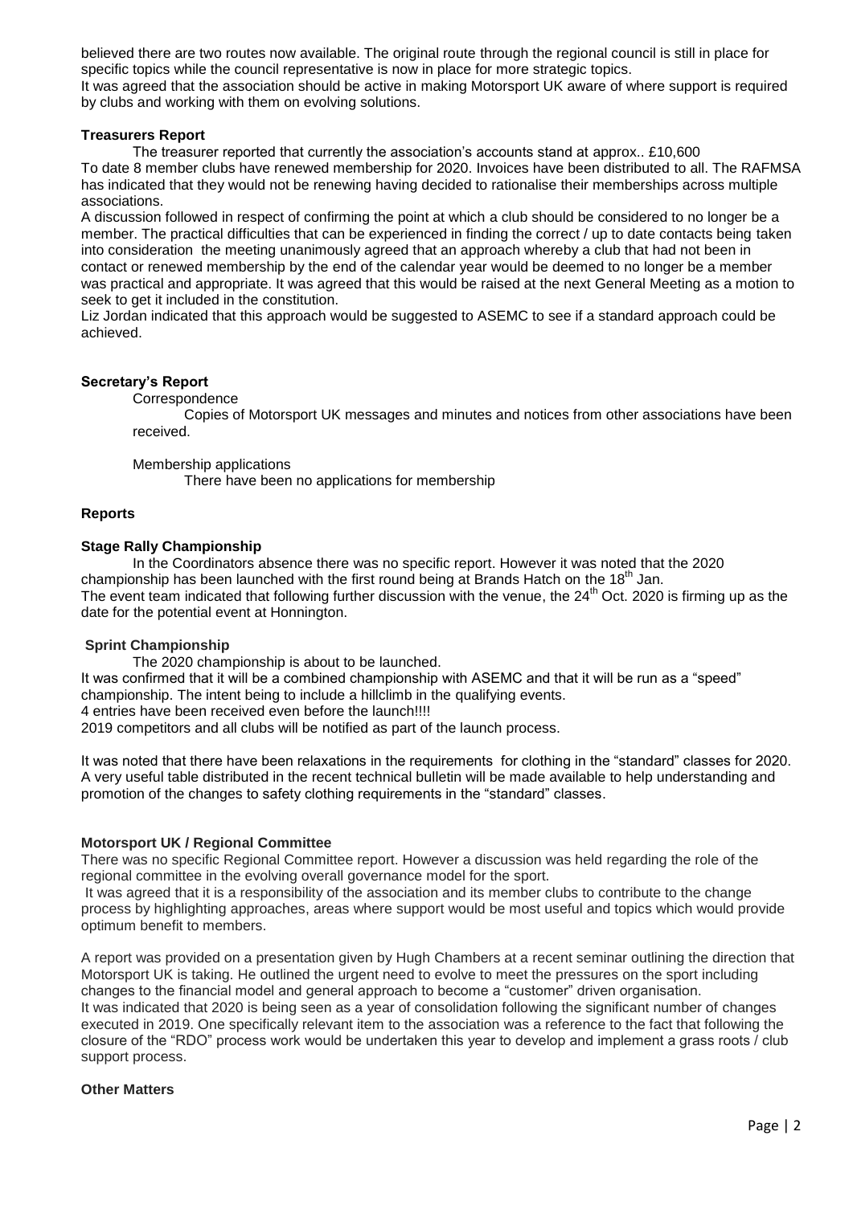believed there are two routes now available. The original route through the regional council is still in place for specific topics while the council representative is now in place for more strategic topics.
It was agreed that the association should be active in making Motorsport UK aware of where support is required by clubs and working with them on evolving solutions.

**Treasurers Report**

The treasurer reported that currently the association's accounts stand at approx.. £10,600
To date 8 member clubs have renewed membership for 2020. Invoices have been distributed to all. The RAFMSA has indicated that they would not be renewing having decided to rationalise their memberships across multiple associations.
A discussion followed in respect of confirming the point at which a club should be considered to no longer be a member. The practical difficulties that can be experienced in finding the correct / up to date contacts being taken into consideration the meeting unanimously agreed that an approach whereby a club that had not been in contact or renewed membership by the end of the calendar year would be deemed to no longer be a member was practical and appropriate. It was agreed that this would be raised at the next General Meeting as a motion to seek to get it included in the constitution.
Liz Jordan indicated that this approach would be suggested to ASEMC to see if a standard approach could be achieved.

**Secretary's Report**

Correspondence

Copies of Motorsport UK messages and minutes and notices from other associations have been received.

Membership applications

There have been no applications for membership

**Reports**

**Stage Rally Championship**

In the Coordinators absence there was no specific report. However it was noted that the 2020 championship has been launched with the first round being at Brands Hatch on the 18th Jan.
The event team indicated that following further discussion with the venue, the 24th Oct. 2020 is firming up as the date for the potential event at Honnington.

**Sprint Championship**

The 2020 championship is about to be launched.
It was confirmed that it will be a combined championship with ASEMC and that it will be run as a "speed" championship. The intent being to include a hillclimb in the qualifying events.
4 entries have been received even before the launch!!!!
2019 competitors and all clubs will be notified as part of the launch process.

It was noted that there have been relaxations in the requirements for clothing in the "standard" classes for 2020. A very useful table distributed in the recent technical bulletin will be made available to help understanding and promotion of the changes to safety clothing requirements in the "standard" classes.

**Motorsport UK / Regional Committee**

There was no specific Regional Committee report. However a discussion was held regarding the role of the regional committee in the evolving overall governance model for the sport.
It was agreed that it is a responsibility of the association and its member clubs to contribute to the change process by highlighting approaches, areas where support would be most useful and topics which would provide optimum benefit to members.

A report was provided on a presentation given by Hugh Chambers at a recent seminar outlining the direction that Motorsport UK is taking. He outlined the urgent need to evolve to meet the pressures on the sport including changes to the financial model and general approach to become a "customer" driven organisation.
It was indicated that 2020 is being seen as a year of consolidation following the significant number of changes executed in 2019. One specifically relevant item to the association was a reference to the fact that following the closure of the "RDO" process work would be undertaken this year to develop and implement a grass roots / club support process.

**Other Matters**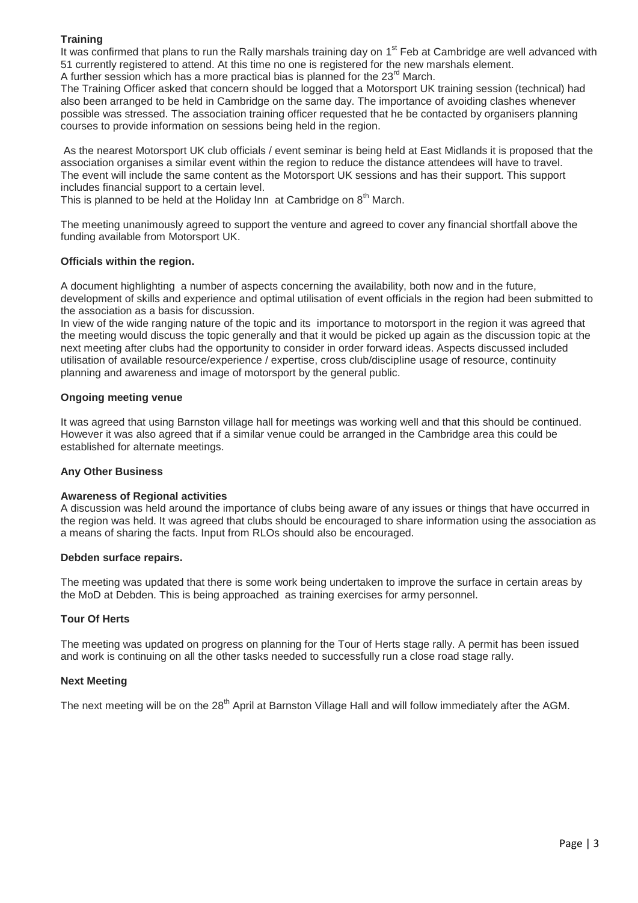**Training**

It was confirmed that plans to run the Rally marshals training day on 1st Feb at Cambridge are well advanced with 51 currently registered to attend. At this time no one is registered for the new marshals element.
A further session which has a more practical bias is planned for the 23rd March.
The Training Officer asked that concern should be logged that a Motorsport UK training session (technical) had also been arranged to be held in Cambridge on the same day. The importance of avoiding clashes whenever possible was stressed. The association training officer requested that he be contacted by organisers planning courses to provide information on sessions being held in the region.

As the nearest Motorsport UK club officials / event seminar is being held at East Midlands it is proposed that the association organises a similar event within the region to reduce the distance attendees will have to travel. The event will include the same content as the Motorsport UK sessions and has their support. This support includes financial support to a certain level.
This is planned to be held at the Holiday Inn at Cambridge on 8th March.

The meeting unanimously agreed to support the venture and agreed to cover any financial shortfall above the funding available from Motorsport UK.

**Officials within the region.**

A document highlighting a number of aspects concerning the availability, both now and in the future, development of skills and experience and optimal utilisation of event officials in the region had been submitted to the association as a basis for discussion.
In view of the wide ranging nature of the topic and its importance to motorsport in the region it was agreed that the meeting would discuss the topic generally and that it would be picked up again as the discussion topic at the next meeting after clubs had the opportunity to consider in order forward ideas. Aspects discussed included utilisation of available resource/experience / expertise, cross club/discipline usage of resource, continuity planning and awareness and image of motorsport by the general public.

**Ongoing meeting venue**

It was agreed that using Barnston village hall for meetings was working well and that this should be continued. However it was also agreed that if a similar venue could be arranged in the Cambridge area this could be established for alternate meetings.

**Any Other Business**

**Awareness of Regional activities**

A discussion was held around the importance of clubs being aware of any issues or things that have occurred in the region was held. It was agreed that clubs should be encouraged to share information using the association as a means of sharing the facts. Input from RLOs should also be encouraged.

**Debden surface repairs.**

The meeting was updated that there is some work being undertaken to improve the surface in certain areas by the MoD at Debden. This is being approached as training exercises for army personnel.

**Tour Of Herts**

The meeting was updated on progress on planning for the Tour of Herts stage rally. A permit has been issued and work is continuing on all the other tasks needed to successfully run a close road stage rally.

**Next Meeting**

The next meeting will be on the 28th April at Barnston Village Hall and will follow immediately after the AGM.